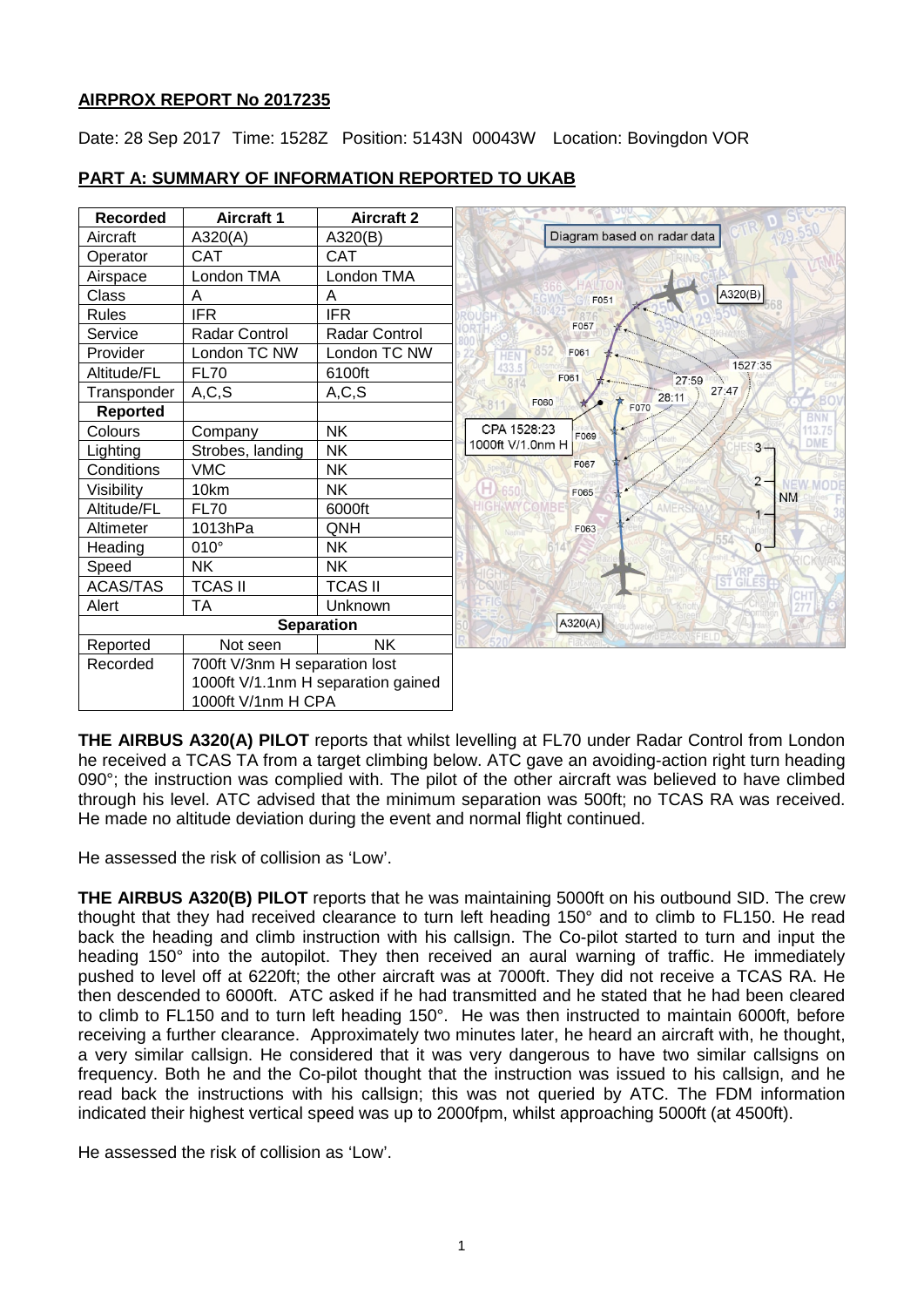## AIRPROX REPORT No 2017235

Date: 28 Sep 2017 Time: 1528Z Position: 5143N 00043W Location: Bovingdon VOR

## PART A: SUMMARY OF INFORMATION REPORTED TO UKAB

| Recorded | Aircraft 1 | Aircraft 2 |
|---|---|---|
| Aircraft | A320(A) | A320(B) |
| Operator | CAT | CAT |
| Airspace | London TMA | London TMA |
| Class | A | A |
| Rules | IFR | IFR |
| Service | Radar Control | Radar Control |
| Provider | London TC NW | London TC NW |
| Altitude/FL | FL70 | 6100ft |
| Transponder | A,C,S | A,C,S |
| **Reported** | | |
| Colours | Company | NK |
| Lighting | Strobes, landing | NK |
| Conditions | VMC | NK |
| Visibility | 10km | NK |
| Altitude/FL | FL70 | 6000ft |
| Altimeter | 1013hPa | QNH |
| Heading | 010° | NK |
| Speed | NK | NK |
| ACAS/TAS | TCAS II | TCAS II |
| Alert | TA | Unknown |
| **Separation** | | |
| Reported | Not seen | NK |
| Recorded | 700ft V/3nm H separation lost<br>1000ft V/1.1nm H separation gained<br>1000ft V/1nm H CPA | |

**THE AIRBUS A320(A) PILOT** reports that whilst levelling at FL70 under Radar Control from London he received a TCAS TA from a target climbing below. ATC gave an avoiding-action right turn heading 090°; the instruction was complied with. The pilot of the other aircraft was believed to have climbed through his level. ATC advised that the minimum separation was 500ft; no TCAS RA was received. He made no altitude deviation during the event and normal flight continued.

He assessed the risk of collision as 'Low'.

**THE AIRBUS A320(B) PILOT** reports that he was maintaining 5000ft on his outbound SID. The crew thought that they had received clearance to turn left heading 150° and to climb to FL150. He read back the heading and climb instruction with his callsign. The Co-pilot started to turn and input the heading 150° into the autopilot. They then received an aural warning of traffic. He immediately pushed to level off at 6220ft; the other aircraft was at 7000ft. They did not receive a TCAS RA. He then descended to 6000ft. ATC asked if he had transmitted and he stated that he had been cleared to climb to FL150 and to turn left heading 150°. He was then instructed to maintain 6000ft, before receiving a further clearance. Approximately two minutes later, he heard an aircraft with, he thought, a very similar callsign. He considered that it was very dangerous to have two similar callsigns on frequency. Both he and the Co-pilot thought that the instruction was issued to his callsign, and he read back the instructions with his callsign; this was not queried by ATC. The FDM information indicated their highest vertical speed was up to 2000fpm, whilst approaching 5000ft (at 4500ft).

He assessed the risk of collision as 'Low'.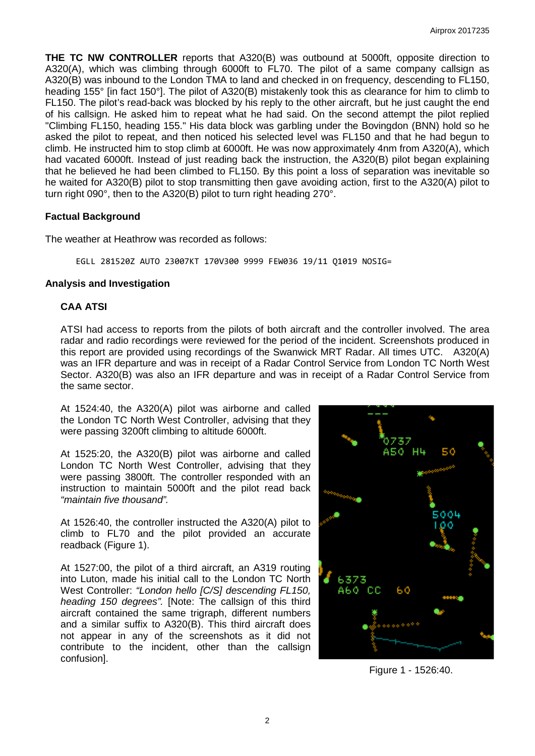**THE TC NW CONTROLLER** reports that A320(B) was outbound at 5000ft, opposite direction to A320(A), which was climbing through 6000ft to FL70. The pilot of a same company callsign as A320(B) was inbound to the London TMA to land and checked in on frequency, descending to FL150, heading 155° [in fact 150°]. The pilot of A320(B) mistakenly took this as clearance for him to climb to FL150. The pilot's read-back was blocked by his reply to the other aircraft, but he just caught the end of his callsign. He asked him to repeat what he had said. On the second attempt the pilot replied "Climbing FL150, heading 155." His data block was garbling under the Bovingdon (BNN) hold so he asked the pilot to repeat, and then noticed his selected level was FL150 and that he had begun to climb. He instructed him to stop climb at 6000ft. He was now approximately 4nm from A320(A), which had vacated 6000ft. Instead of just reading back the instruction, the A320(B) pilot began explaining that he believed he had been climbed to FL150. By this point a loss of separation was inevitable so he waited for A320(B) pilot to stop transmitting then gave avoiding action, first to the A320(A) pilot to turn right 090°, then to the A320(B) pilot to turn right heading 270°.

### Factual Background

The weather at Heathrow was recorded as follows:

```
EGLL 281520Z AUTO 23007KT 170V300 9999 FEW036 19/11 Q1019 NOSIG=
```

### Analysis and Investigation

#### CAA ATSI

ATSI had access to reports from the pilots of both aircraft and the controller involved. The area radar and radio recordings were reviewed for the period of the incident. Screenshots produced in this report are provided using recordings of the Swanwick MRT Radar. All times UTC. A320(A) was an IFR departure and was in receipt of a Radar Control Service from London TC North West Sector. A320(B) was also an IFR departure and was in receipt of a Radar Control Service from the same sector.

At 1524:40, the A320(A) pilot was airborne and called the London TC North West Controller, advising that they were passing 3200ft climbing to altitude 6000ft.

At 1525:20, the A320(B) pilot was airborne and called London TC North West Controller, advising that they were passing 3800ft. The controller responded with an instruction to maintain 5000ft and the pilot read back *"maintain five thousand".*

At 1526:40, the controller instructed the A320(A) pilot to climb to FL70 and the pilot provided an accurate readback (Figure 1).

At 1527:00, the pilot of a third aircraft, an A319 routing into Luton, made his initial call to the London TC North West Controller: *"London hello [C/S] descending FL150, heading 150 degrees".* [Note: The callsign of this third aircraft contained the same trigraph, different numbers and a similar suffix to A320(B). This third aircraft does not appear in any of the screenshots as it did not contribute to the incident, other than the callsign confusion].

Figure 1 - 1526:40.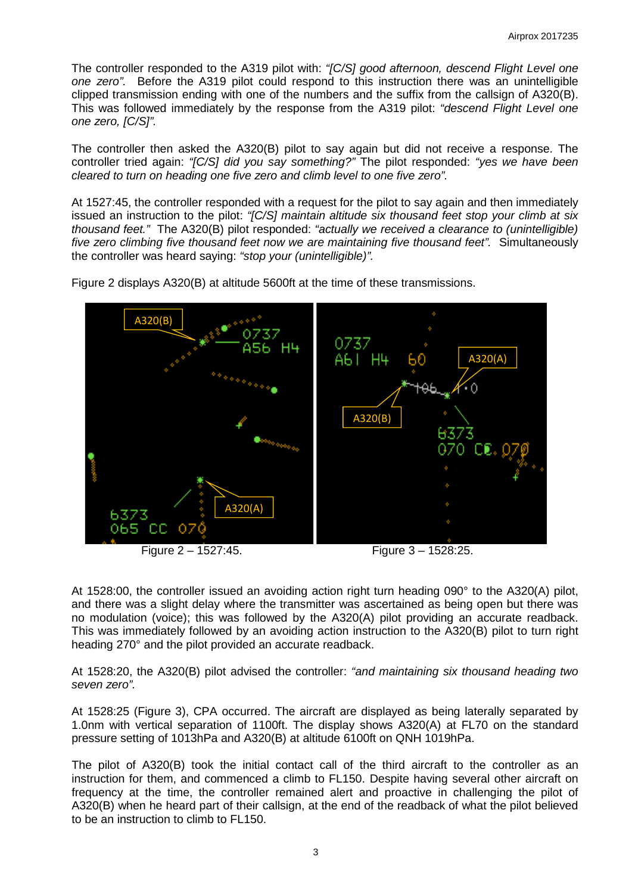The controller responded to the A319 pilot with: *"[C/S] good afternoon, descend Flight Level one one zero".* Before the A319 pilot could respond to this instruction there was an unintelligible clipped transmission ending with one of the numbers and the suffix from the callsign of A320(B). This was followed immediately by the response from the A319 pilot: *"descend Flight Level one one zero, [C/S]".*

The controller then asked the A320(B) pilot to say again but did not receive a response. The controller tried again: *"[C/S] did you say something?"* The pilot responded: *"yes we have been cleared to turn on heading one five zero and climb level to one five zero".*

At 1527:45, the controller responded with a request for the pilot to say again and then immediately issued an instruction to the pilot: *"[C/S] maintain altitude six thousand feet stop your climb at six thousand feet."* The A320(B) pilot responded: *"actually we received a clearance to (unintelligible) five zero climbing five thousand feet now we are maintaining five thousand feet".* Simultaneously the controller was heard saying: *"stop your (unintelligible)".*

Figure 2 displays A320(B) at altitude 5600ft at the time of these transmissions.

Figure 2 – 1527:45.

Figure 3 – 1528:25.

At 1528:00, the controller issued an avoiding action right turn heading 090° to the A320(A) pilot, and there was a slight delay where the transmitter was ascertained as being open but there was no modulation (voice); this was followed by the A320(A) pilot providing an accurate readback. This was immediately followed by an avoiding action instruction to the A320(B) pilot to turn right heading 270° and the pilot provided an accurate readback.

At 1528:20, the A320(B) pilot advised the controller: *"and maintaining six thousand heading two seven zero".*

At 1528:25 (Figure 3), CPA occurred. The aircraft are displayed as being laterally separated by 1.0nm with vertical separation of 1100ft. The display shows A320(A) at FL70 on the standard pressure setting of 1013hPa and A320(B) at altitude 6100ft on QNH 1019hPa.

The pilot of A320(B) took the initial contact call of the third aircraft to the controller as an instruction for them, and commenced a climb to FL150. Despite having several other aircraft on frequency at the time, the controller remained alert and proactive in challenging the pilot of A320(B) when he heard part of their callsign, at the end of the readback of what the pilot believed to be an instruction to climb to FL150.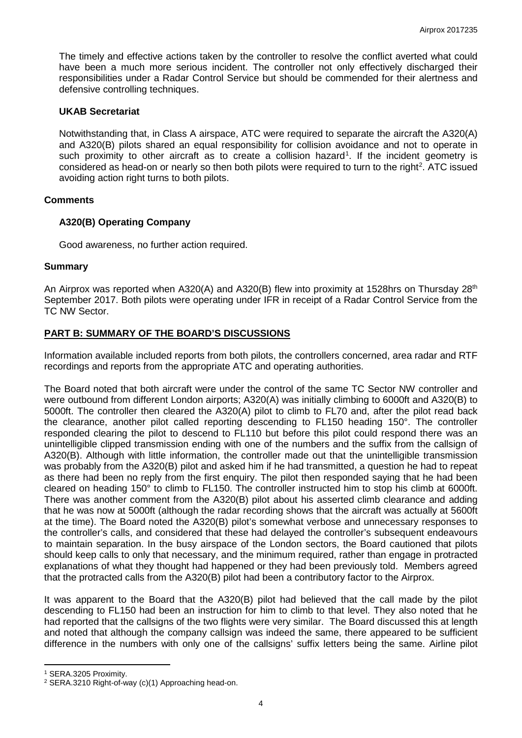The timely and effective actions taken by the controller to resolve the conflict averted what could have been a much more serious incident. The controller not only effectively discharged their responsibilities under a Radar Control Service but should be commended for their alertness and defensive controlling techniques.

### UKAB Secretariat

Notwithstanding that, in Class A airspace, ATC were required to separate the aircraft the A320(A) and A320(B) pilots shared an equal responsibility for collision avoidance and not to operate in such proximity to other aircraft as to create a collision hazard[1]. If the incident geometry is considered as head-on or nearly so then both pilots were required to turn to the right[2]. ATC issued avoiding action right turns to both pilots.

## Comments

### A320(B) Operating Company

Good awareness, no further action required.

## Summary

An Airprox was reported when A320(A) and A320(B) flew into proximity at 1528hrs on Thursday 28th September 2017. Both pilots were operating under IFR in receipt of a Radar Control Service from the TC NW Sector.

## PART B: SUMMARY OF THE BOARD'S DISCUSSIONS

Information available included reports from both pilots, the controllers concerned, area radar and RTF recordings and reports from the appropriate ATC and operating authorities.

The Board noted that both aircraft were under the control of the same TC Sector NW controller and were outbound from different London airports; A320(A) was initially climbing to 6000ft and A320(B) to 5000ft. The controller then cleared the A320(A) pilot to climb to FL70 and, after the pilot read back the clearance, another pilot called reporting descending to FL150 heading 150°. The controller responded clearing the pilot to descend to FL110 but before this pilot could respond there was an unintelligible clipped transmission ending with one of the numbers and the suffix from the callsign of A320(B). Although with little information, the controller made out that the unintelligible transmission was probably from the A320(B) pilot and asked him if he had transmitted, a question he had to repeat as there had been no reply from the first enquiry. The pilot then responded saying that he had been cleared on heading 150° to climb to FL150. The controller instructed him to stop his climb at 6000ft. There was another comment from the A320(B) pilot about his asserted climb clearance and adding that he was now at 5000ft (although the radar recording shows that the aircraft was actually at 5600ft at the time). The Board noted the A320(B) pilot's somewhat verbose and unnecessary responses to the controller's calls, and considered that these had delayed the controller's subsequent endeavours to maintain separation. In the busy airspace of the London sectors, the Board cautioned that pilots should keep calls to only that necessary, and the minimum required, rather than engage in protracted explanations of what they thought had happened or they had been previously told. Members agreed that the protracted calls from the A320(B) pilot had been a contributory factor to the Airprox.

It was apparent to the Board that the A320(B) pilot had believed that the call made by the pilot descending to FL150 had been an instruction for him to climb to that level. They also noted that he had reported that the callsigns of the two flights were very similar. The Board discussed this at length and noted that although the company callsign was indeed the same, there appeared to be sufficient difference in the numbers with only one of the callsigns' suffix letters being the same. Airline pilot

---

[1] SERA.3205 Proximity.

[2] SERA.3210 Right-of-way (c)(1) Approaching head-on.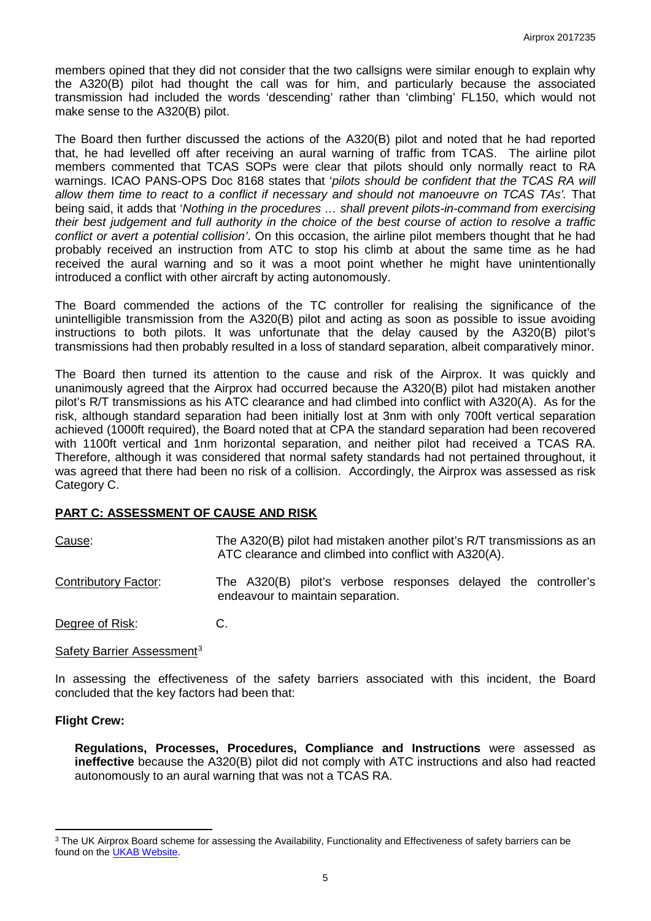members opined that they did not consider that the two callsigns were similar enough to explain why the A320(B) pilot had thought the call was for him, and particularly because the associated transmission had included the words 'descending' rather than 'climbing' FL150, which would not make sense to the A320(B) pilot.

The Board then further discussed the actions of the A320(B) pilot and noted that he had reported that, he had levelled off after receiving an aural warning of traffic from TCAS. The airline pilot members commented that TCAS SOPs were clear that pilots should only normally react to RA warnings. ICAO PANS-OPS Doc 8168 states that '*pilots should be confident that the TCAS RA will allow them time to react to a conflict if necessary and should not manoeuvre on TCAS TAs'*. That being said, it adds that '*Nothing in the procedures … shall prevent pilots-in-command from exercising their best judgement and full authority in the choice of the best course of action to resolve a traffic conflict or avert a potential collision'*. On this occasion, the airline pilot members thought that he had probably received an instruction from ATC to stop his climb at about the same time as he had received the aural warning and so it was a moot point whether he might have unintentionally introduced a conflict with other aircraft by acting autonomously.

The Board commended the actions of the TC controller for realising the significance of the unintelligible transmission from the A320(B) pilot and acting as soon as possible to issue avoiding instructions to both pilots. It was unfortunate that the delay caused by the A320(B) pilot's transmissions had then probably resulted in a loss of standard separation, albeit comparatively minor.

The Board then turned its attention to the cause and risk of the Airprox. It was quickly and unanimously agreed that the Airprox had occurred because the A320(B) pilot had mistaken another pilot's R/T transmissions as his ATC clearance and had climbed into conflict with A320(A). As for the risk, although standard separation had been initially lost at 3nm with only 700ft vertical separation achieved (1000ft required), the Board noted that at CPA the standard separation had been recovered with 1100ft vertical and 1nm horizontal separation, and neither pilot had received a TCAS RA. Therefore, although it was considered that normal safety standards had not pertained throughout, it was agreed that there had been no risk of a collision. Accordingly, the Airprox was assessed as risk Category C.

## PART C: ASSESSMENT OF CAUSE AND RISK

| | |
|---|---|
| Cause: | The A320(B) pilot had mistaken another pilot's R/T transmissions as an ATC clearance and climbed into conflict with A320(A). |
| Contributory Factor: | The A320(B) pilot's verbose responses delayed the controller's endeavour to maintain separation. |
| Degree of Risk: | C. |

Safety Barrier Assessment[3]

In assessing the effectiveness of the safety barriers associated with this incident, the Board concluded that the key factors had been that:

**Flight Crew:**

**Regulations, Processes, Procedures, Compliance and Instructions** were assessed as **ineffective** because the A320(B) pilot did not comply with ATC instructions and also had reacted autonomously to an aural warning that was not a TCAS RA.

[3] The UK Airprox Board scheme for assessing the Availability, Functionality and Effectiveness of safety barriers can be found on the UKAB Website.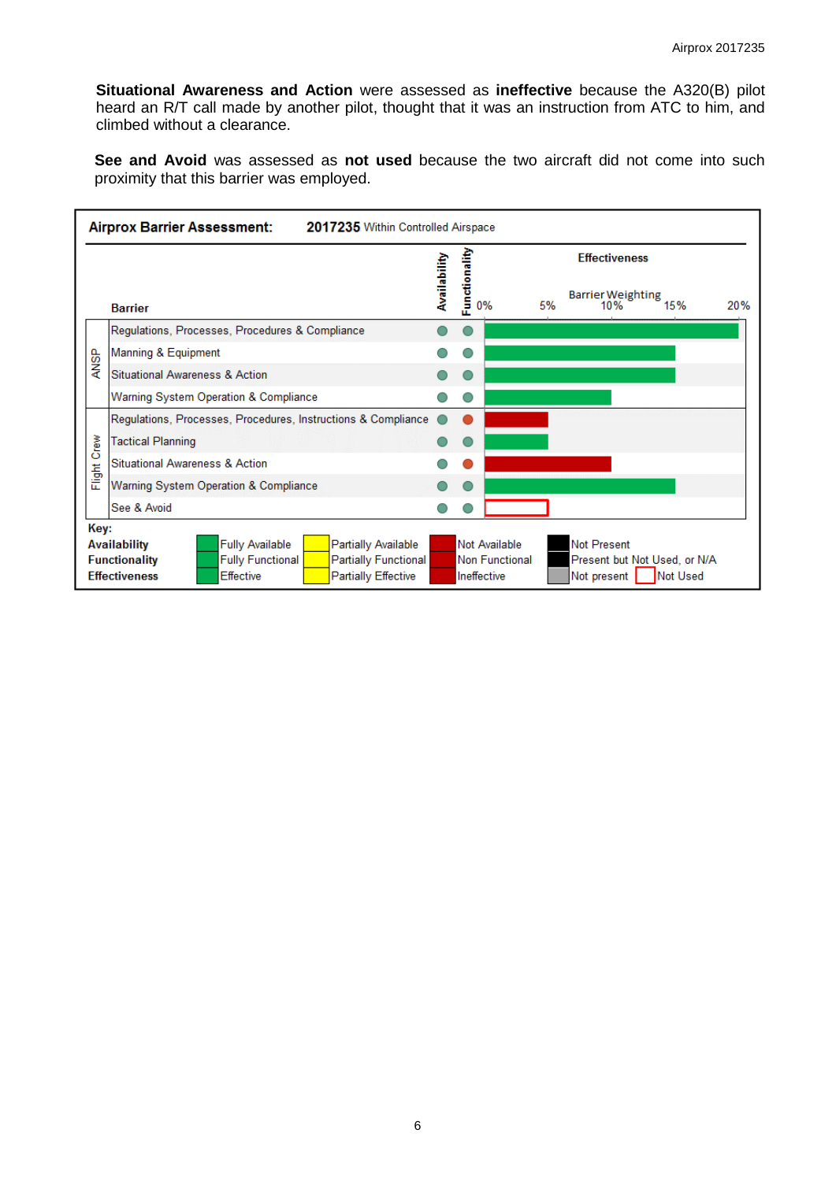**Situational Awareness and Action** were assessed as **ineffective** because the A320(B) pilot heard an R/T call made by another pilot, thought that it was an instruction from ATC to him, and climbed without a clearance.

**See and Avoid** was assessed as **not used** because the two aircraft did not come into such proximity that this barrier was employed.

**Airprox Barrier Assessment:** **2017235** Within Controlled Airspace

Barrier
Availability
Functionality
Effectiveness
Barrier Weighting
0%
5%
10%
15%
20%

ANSP
Regulations, Processes, Procedures & Compliance
Manning & Equipment
Situational Awareness & Action
Warning System Operation & Compliance

Flight Crew
Regulations, Processes, Procedures, Instructions & Compliance
Tactical Planning
Situational Awareness & Action
Warning System Operation & Compliance
See & Avoid

**Key:**

**Availability** — Fully Available; Partially Available; Not Available; Not Present

**Functionality** — Fully Functional; Partially Functional; Non Functional; Present but Not Used, or N/A

**Effectiveness** — Effective; Partially Effective; Ineffective; Not present; Not Used